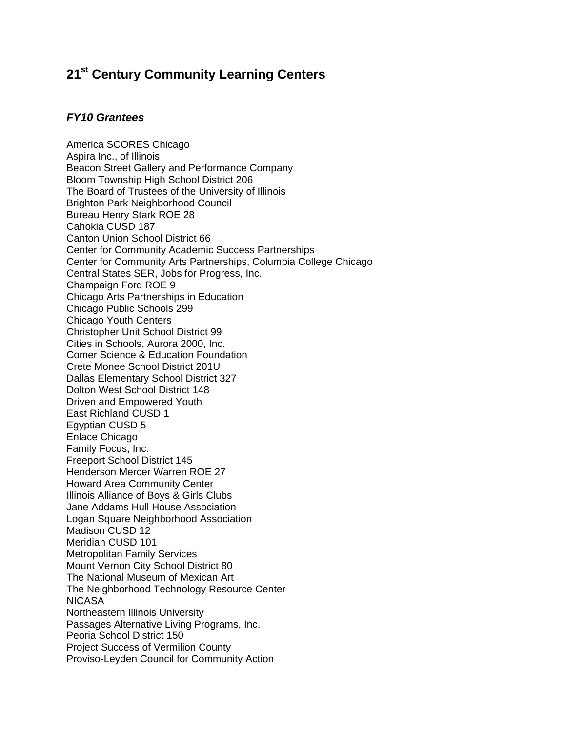# 21st Century Community Learning Centers

### *FY10 Grantees*

America SCORES Chicago
Aspira Inc., of Illinois
Beacon Street Gallery and Performance Company
Bloom Township High School District 206
The Board of Trustees of the University of Illinois
Brighton Park Neighborhood Council
Bureau Henry Stark ROE 28
Cahokia CUSD 187
Canton Union School District 66
Center for Community Academic Success Partnerships
Center for Community Arts Partnerships, Columbia College Chicago
Central States SER, Jobs for Progress, Inc.
Champaign Ford ROE 9
Chicago Arts Partnerships in Education
Chicago Public Schools 299
Chicago Youth Centers
Christopher Unit School District 99
Cities in Schools, Aurora 2000, Inc.
Comer Science & Education Foundation
Crete Monee School District 201U
Dallas Elementary School District 327
Dolton West School District 148
Driven and Empowered Youth
East Richland CUSD 1
Egyptian CUSD 5
Enlace Chicago
Family Focus, Inc.
Freeport School District 145
Henderson Mercer Warren ROE 27
Howard Area Community Center
Illinois Alliance of Boys & Girls Clubs
Jane Addams Hull House Association
Logan Square Neighborhood Association
Madison CUSD 12
Meridian CUSD 101
Metropolitan Family Services
Mount Vernon City School District 80
The National Museum of Mexican Art
The Neighborhood Technology Resource Center
NICASA
Northeastern Illinois University
Passages Alternative Living Programs, Inc.
Peoria School District 150
Project Success of Vermilion County
Proviso-Leyden Council for Community Action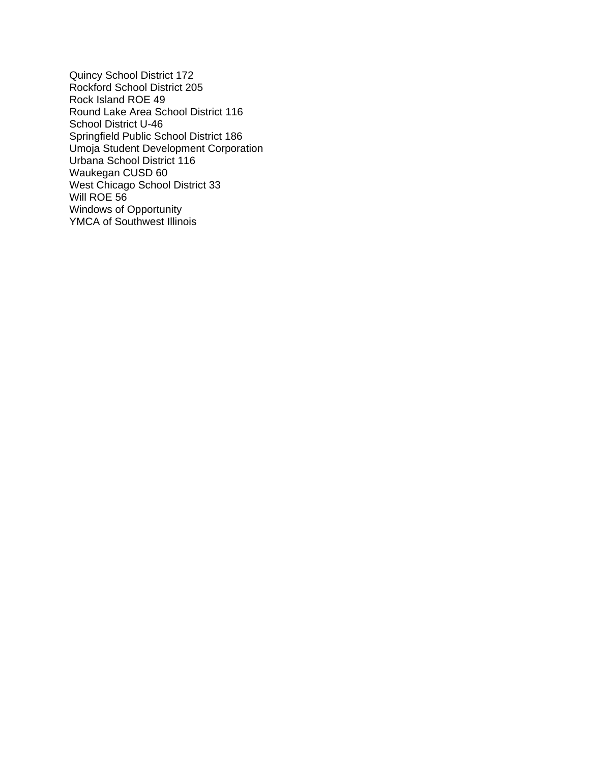Quincy School District 172
Rockford School District 205
Rock Island ROE 49
Round Lake Area School District 116
School District U-46
Springfield Public School District 186
Umoja Student Development Corporation
Urbana School District 116
Waukegan CUSD 60
West Chicago School District 33
Will ROE 56
Windows of Opportunity
YMCA of Southwest Illinois